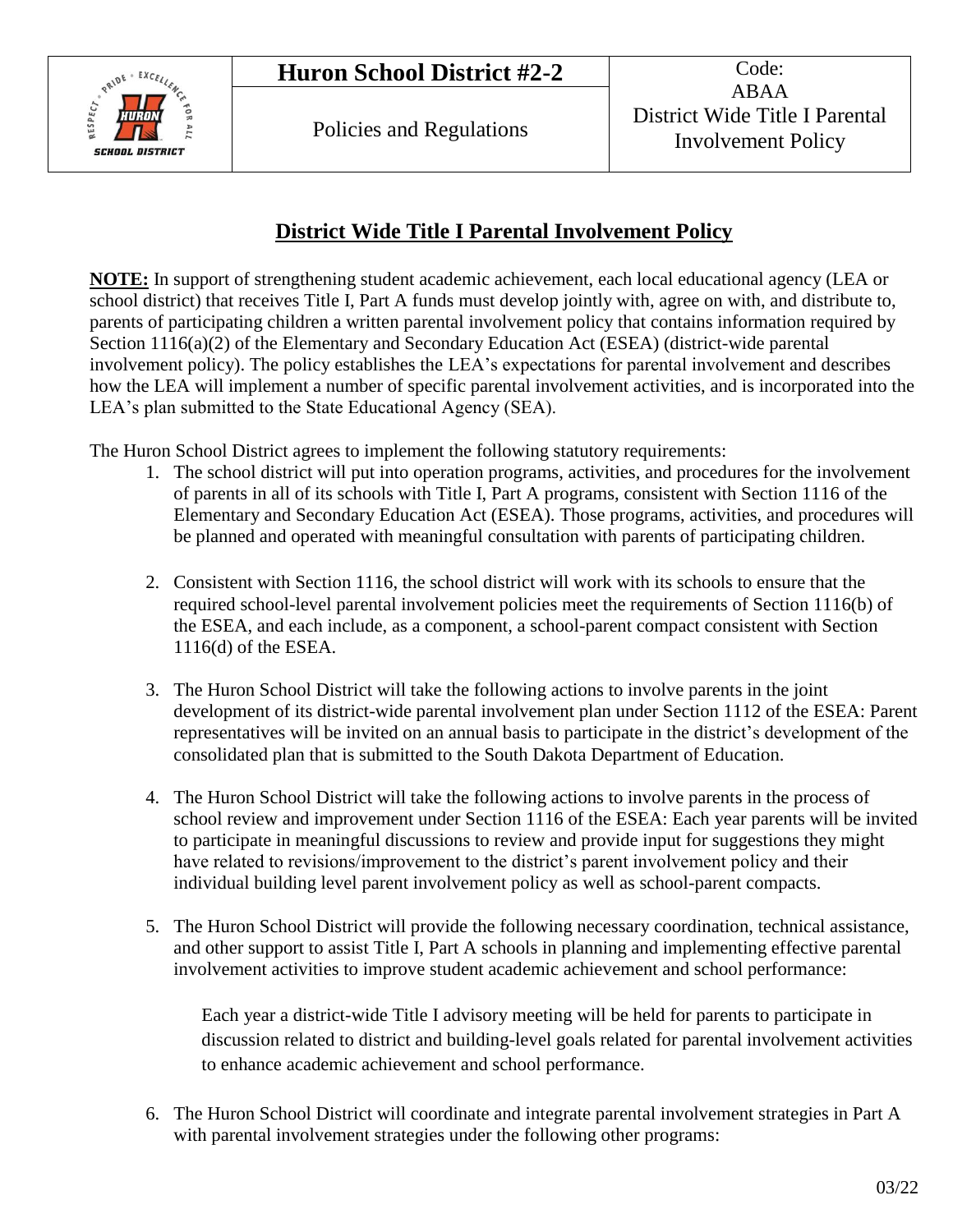| | Huron School District #2-2 | Code: ABAA |
| --- | --- | --- |
| | Policies and Regulations | District Wide Title I Parental Involvement Policy |

# District Wide Title I Parental Involvement Policy

**NOTE:** In support of strengthening student academic achievement, each local educational agency (LEA or school district) that receives Title I, Part A funds must develop jointly with, agree on with, and distribute to, parents of participating children a written parental involvement policy that contains information required by Section 1116(a)(2) of the Elementary and Secondary Education Act (ESEA) (district-wide parental involvement policy). The policy establishes the LEA's expectations for parental involvement and describes how the LEA will implement a number of specific parental involvement activities, and is incorporated into the LEA's plan submitted to the State Educational Agency (SEA).

The Huron School District agrees to implement the following statutory requirements:

1. The school district will put into operation programs, activities, and procedures for the involvement of parents in all of its schools with Title I, Part A programs, consistent with Section 1116 of the Elementary and Secondary Education Act (ESEA). Those programs, activities, and procedures will be planned and operated with meaningful consultation with parents of participating children.

2. Consistent with Section 1116, the school district will work with its schools to ensure that the required school-level parental involvement policies meet the requirements of Section 1116(b) of the ESEA, and each include, as a component, a school-parent compact consistent with Section 1116(d) of the ESEA.

3. The Huron School District will take the following actions to involve parents in the joint development of its district-wide parental involvement plan under Section 1112 of the ESEA: Parent representatives will be invited on an annual basis to participate in the district's development of the consolidated plan that is submitted to the South Dakota Department of Education.

4. The Huron School District will take the following actions to involve parents in the process of school review and improvement under Section 1116 of the ESEA: Each year parents will be invited to participate in meaningful discussions to review and provide input for suggestions they might have related to revisions/improvement to the district's parent involvement policy and their individual building level parent involvement policy as well as school-parent compacts.

5. The Huron School District will provide the following necessary coordination, technical assistance, and other support to assist Title I, Part A schools in planning and implementing effective parental involvement activities to improve student academic achievement and school performance:

   Each year a district-wide Title I advisory meeting will be held for parents to participate in discussion related to district and building-level goals related for parental involvement activities to enhance academic achievement and school performance.

6. The Huron School District will coordinate and integrate parental involvement strategies in Part A with parental involvement strategies under the following other programs: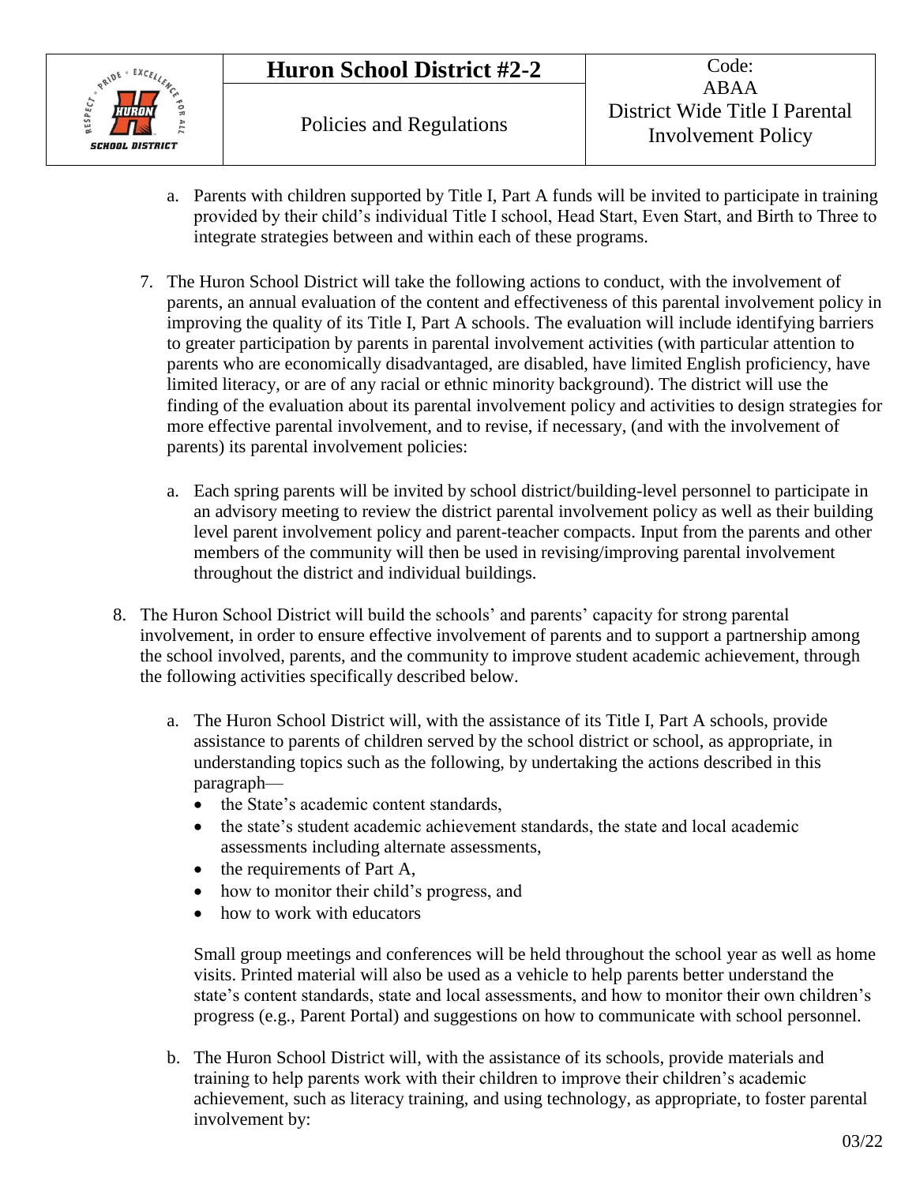a. Parents with children supported by Title I, Part A funds will be invited to participate in training provided by their child's individual Title I school, Head Start, Even Start, and Birth to Three to integrate strategies between and within each of these programs.

7. The Huron School District will take the following actions to conduct, with the involvement of parents, an annual evaluation of the content and effectiveness of this parental involvement policy in improving the quality of its Title I, Part A schools. The evaluation will include identifying barriers to greater participation by parents in parental involvement activities (with particular attention to parents who are economically disadvantaged, are disabled, have limited English proficiency, have limited literacy, or are of any racial or ethnic minority background). The district will use the finding of the evaluation about its parental involvement policy and activities to design strategies for more effective parental involvement, and to revise, if necessary, (and with the involvement of parents) its parental involvement policies:

   a. Each spring parents will be invited by school district/building-level personnel to participate in an advisory meeting to review the district parental involvement policy as well as their building level parent involvement policy and parent-teacher compacts. Input from the parents and other members of the community will then be used in revising/improving parental involvement throughout the district and individual buildings.

8. The Huron School District will build the schools' and parents' capacity for strong parental involvement, in order to ensure effective involvement of parents and to support a partnership among the school involved, parents, and the community to improve student academic achievement, through the following activities specifically described below.

   a. The Huron School District will, with the assistance of its Title I, Part A schools, provide assistance to parents of children served by the school district or school, as appropriate, in understanding topics such as the following, by undertaking the actions described in this paragraph—
      - the State's academic content standards,
      - the state's student academic achievement standards, the state and local academic assessments including alternate assessments,
      - the requirements of Part A,
      - how to monitor their child's progress, and
      - how to work with educators

      Small group meetings and conferences will be held throughout the school year as well as home visits. Printed material will also be used as a vehicle to help parents better understand the state's content standards, state and local assessments, and how to monitor their own children's progress (e.g., Parent Portal) and suggestions on how to communicate with school personnel.

   b. The Huron School District will, with the assistance of its schools, provide materials and training to help parents work with their children to improve their children's academic achievement, such as literacy training, and using technology, as appropriate, to foster parental involvement by: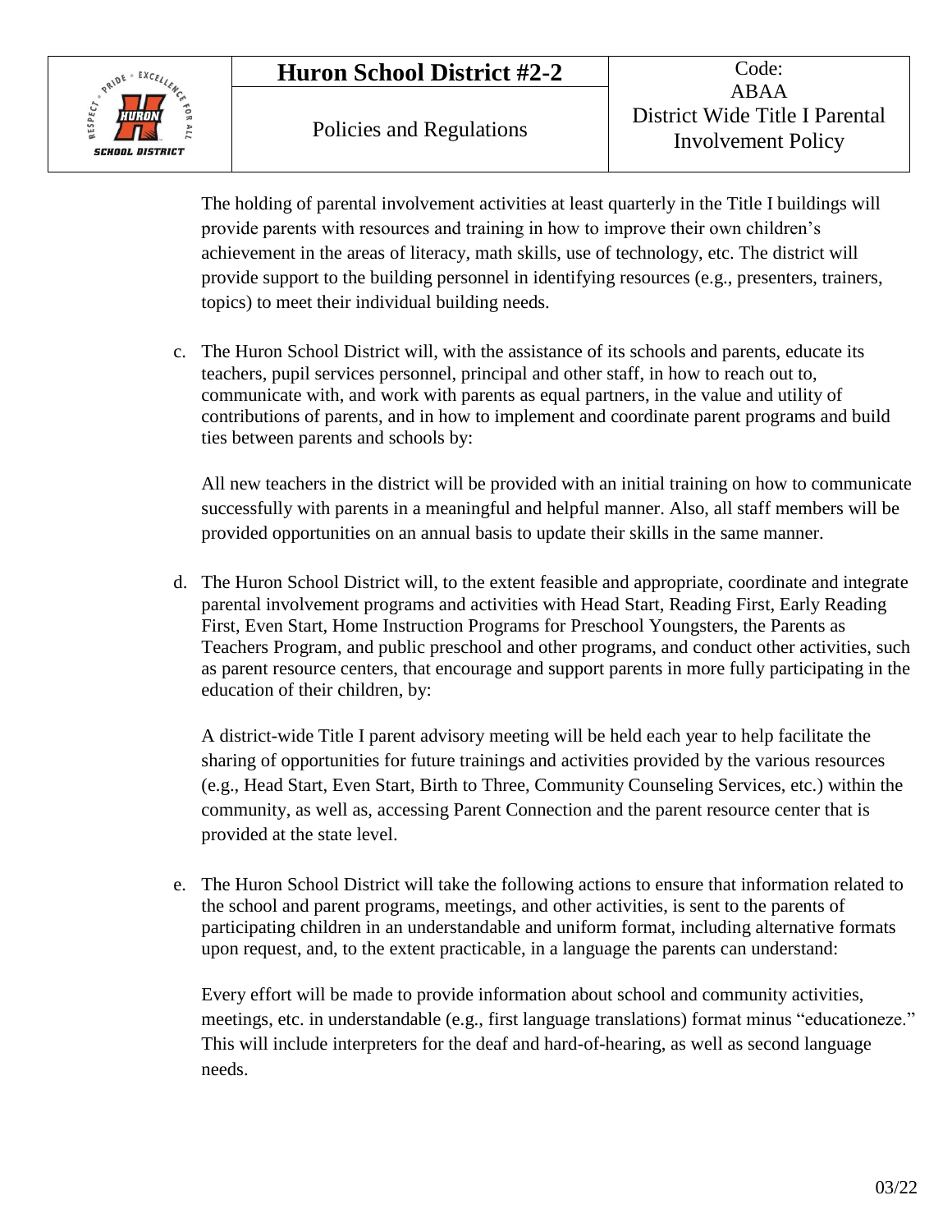The holding of parental involvement activities at least quarterly in the Title I buildings will provide parents with resources and training in how to improve their own children's achievement in the areas of literacy, math skills, use of technology, etc. The district will provide support to the building personnel in identifying resources (e.g., presenters, trainers, topics) to meet their individual building needs.

c. The Huron School District will, with the assistance of its schools and parents, educate its teachers, pupil services personnel, principal and other staff, in how to reach out to, communicate with, and work with parents as equal partners, in the value and utility of contributions of parents, and in how to implement and coordinate parent programs and build ties between parents and schools by:

   All new teachers in the district will be provided with an initial training on how to communicate successfully with parents in a meaningful and helpful manner. Also, all staff members will be provided opportunities on an annual basis to update their skills in the same manner.

d. The Huron School District will, to the extent feasible and appropriate, coordinate and integrate parental involvement programs and activities with Head Start, Reading First, Early Reading First, Even Start, Home Instruction Programs for Preschool Youngsters, the Parents as Teachers Program, and public preschool and other programs, and conduct other activities, such as parent resource centers, that encourage and support parents in more fully participating in the education of their children, by:

   A district-wide Title I parent advisory meeting will be held each year to help facilitate the sharing of opportunities for future trainings and activities provided by the various resources (e.g., Head Start, Even Start, Birth to Three, Community Counseling Services, etc.) within the community, as well as, accessing Parent Connection and the parent resource center that is provided at the state level.

e. The Huron School District will take the following actions to ensure that information related to the school and parent programs, meetings, and other activities, is sent to the parents of participating children in an understandable and uniform format, including alternative formats upon request, and, to the extent practicable, in a language the parents can understand:

   Every effort will be made to provide information about school and community activities, meetings, etc. in understandable (e.g., first language translations) format minus "educationeze." This will include interpreters for the deaf and hard-of-hearing, as well as second language needs.